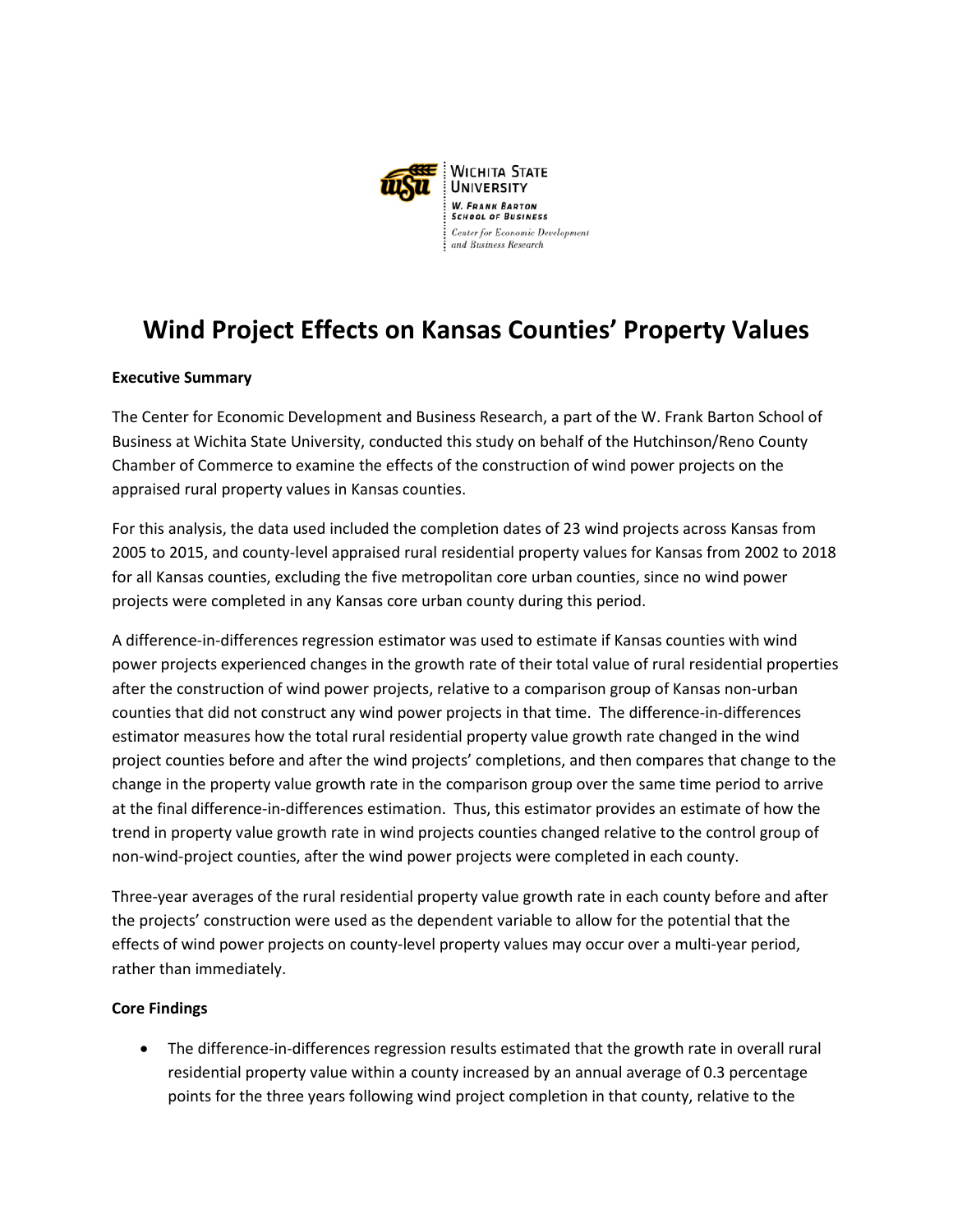Wichita State University
W. Frank Barton School of Business
*Center for Economic Development and Business Research*

# Wind Project Effects on Kansas Counties' Property Values

**Executive Summary**

The Center for Economic Development and Business Research, a part of the W. Frank Barton School of Business at Wichita State University, conducted this study on behalf of the Hutchinson/Reno County Chamber of Commerce to examine the effects of the construction of wind power projects on the appraised rural property values in Kansas counties.

For this analysis, the data used included the completion dates of 23 wind projects across Kansas from 2005 to 2015, and county-level appraised rural residential property values for Kansas from 2002 to 2018 for all Kansas counties, excluding the five metropolitan core urban counties, since no wind power projects were completed in any Kansas core urban county during this period.

A difference-in-differences regression estimator was used to estimate if Kansas counties with wind power projects experienced changes in the growth rate of their total value of rural residential properties after the construction of wind power projects, relative to a comparison group of Kansas non-urban counties that did not construct any wind power projects in that time. The difference-in-differences estimator measures how the total rural residential property value growth rate changed in the wind project counties before and after the wind projects' completions, and then compares that change to the change in the property value growth rate in the comparison group over the same time period to arrive at the final difference-in-differences estimation. Thus, this estimator provides an estimate of how the trend in property value growth rate in wind projects counties changed relative to the control group of non-wind-project counties, after the wind power projects were completed in each county.

Three-year averages of the rural residential property value growth rate in each county before and after the projects' construction were used as the dependent variable to allow for the potential that the effects of wind power projects on county-level property values may occur over a multi-year period, rather than immediately.

**Core Findings**

- The difference-in-differences regression results estimated that the growth rate in overall rural residential property value within a county increased by an annual average of 0.3 percentage points for the three years following wind project completion in that county, relative to the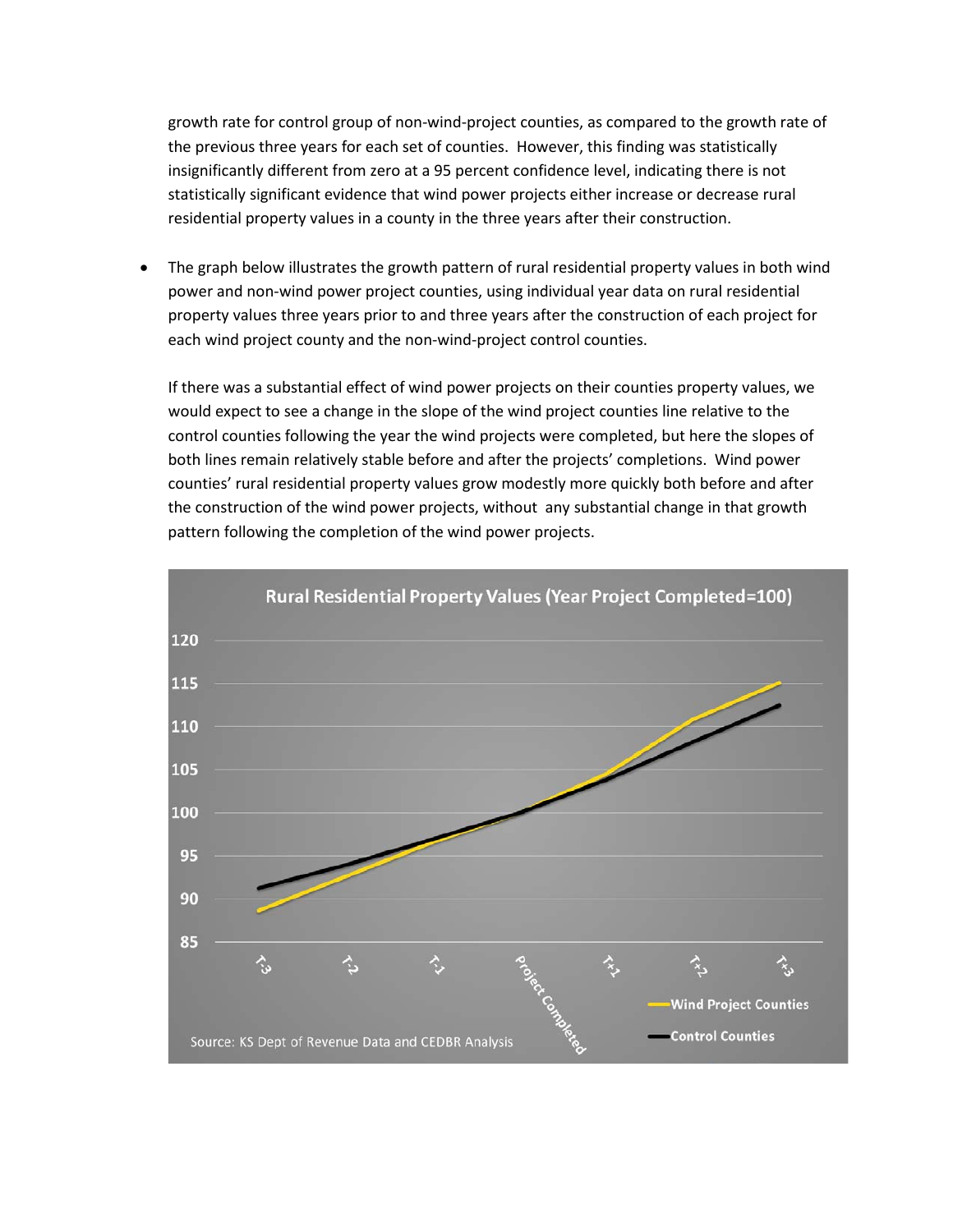growth rate for control group of non-wind-project counties, as compared to the growth rate of the previous three years for each set of counties. However, this finding was statistically insignificantly different from zero at a 95 percent confidence level, indicating there is not statistically significant evidence that wind power projects either increase or decrease rural residential property values in a county in the three years after their construction.

- The graph below illustrates the growth pattern of rural residential property values in both wind power and non-wind power project counties, using individual year data on rural residential property values three years prior to and three years after the construction of each project for each wind project county and the non-wind-project control counties.

  If there was a substantial effect of wind power projects on their counties property values, we would expect to see a change in the slope of the wind project counties line relative to the control counties following the year the wind projects were completed, but here the slopes of both lines remain relatively stable before and after the projects' completions. Wind power counties' rural residential property values grow modestly more quickly both before and after the construction of the wind power projects, without any substantial change in that growth pattern following the completion of the wind power projects.

Rural Residential Property Values (Year Project Completed=100)

Source: KS Dept of Revenue Data and CEDBR Analysis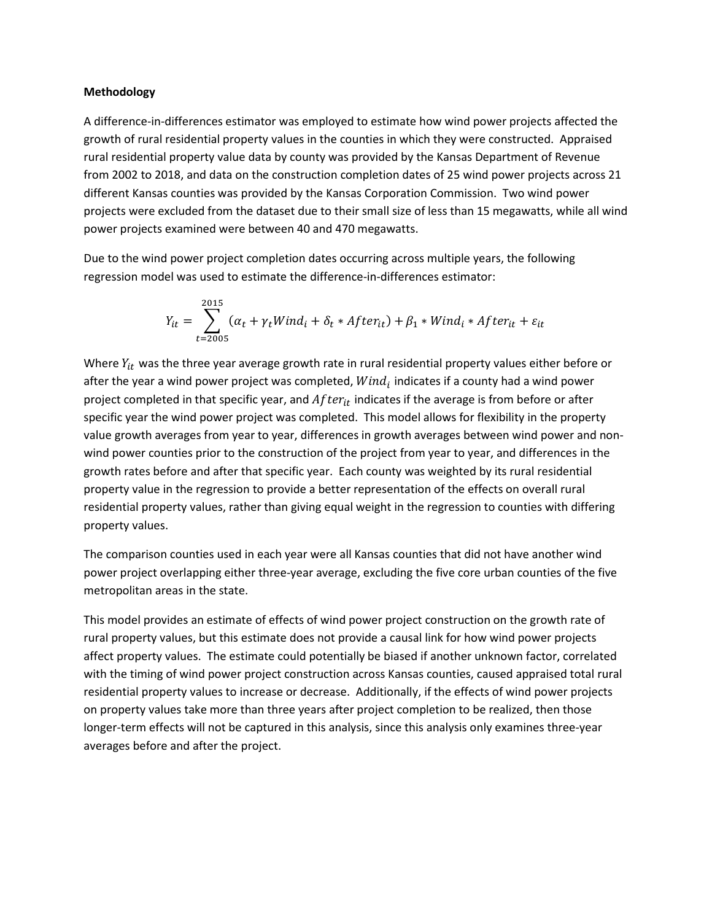**Methodology**

A difference-in-differences estimator was employed to estimate how wind power projects affected the growth of rural residential property values in the counties in which they were constructed. Appraised rural residential property value data by county was provided by the Kansas Department of Revenue from 2002 to 2018, and data on the construction completion dates of 25 wind power projects across 21 different Kansas counties was provided by the Kansas Corporation Commission. Two wind power projects were excluded from the dataset due to their small size of less than 15 megawatts, while all wind power projects examined were between 40 and 470 megawatts.

Due to the wind power project completion dates occurring across multiple years, the following regression model was used to estimate the difference-in-differences estimator:

$$Y_{it} = \sum_{t=2005}^{2015} (\alpha_t + \gamma_t Wind_i + \delta_t * After_{it}) + \beta_1 * Wind_i * After_{it} + \varepsilon_{it}$$

Where $Y_{it}$ was the three year average growth rate in rural residential property values either before or after the year a wind power project was completed, $Wind_i$ indicates if a county had a wind power project completed in that specific year, and $After_{it}$ indicates if the average is from before or after specific year the wind power project was completed. This model allows for flexibility in the property value growth averages from year to year, differences in growth averages between wind power and non-wind power counties prior to the construction of the project from year to year, and differences in the growth rates before and after that specific year. Each county was weighted by its rural residential property value in the regression to provide a better representation of the effects on overall rural residential property values, rather than giving equal weight in the regression to counties with differing property values.

The comparison counties used in each year were all Kansas counties that did not have another wind power project overlapping either three-year average, excluding the five core urban counties of the five metropolitan areas in the state.

This model provides an estimate of effects of wind power project construction on the growth rate of rural property values, but this estimate does not provide a causal link for how wind power projects affect property values. The estimate could potentially be biased if another unknown factor, correlated with the timing of wind power project construction across Kansas counties, caused appraised total rural residential property values to increase or decrease. Additionally, if the effects of wind power projects on property values take more than three years after project completion to be realized, then those longer-term effects will not be captured in this analysis, since this analysis only examines three-year averages before and after the project.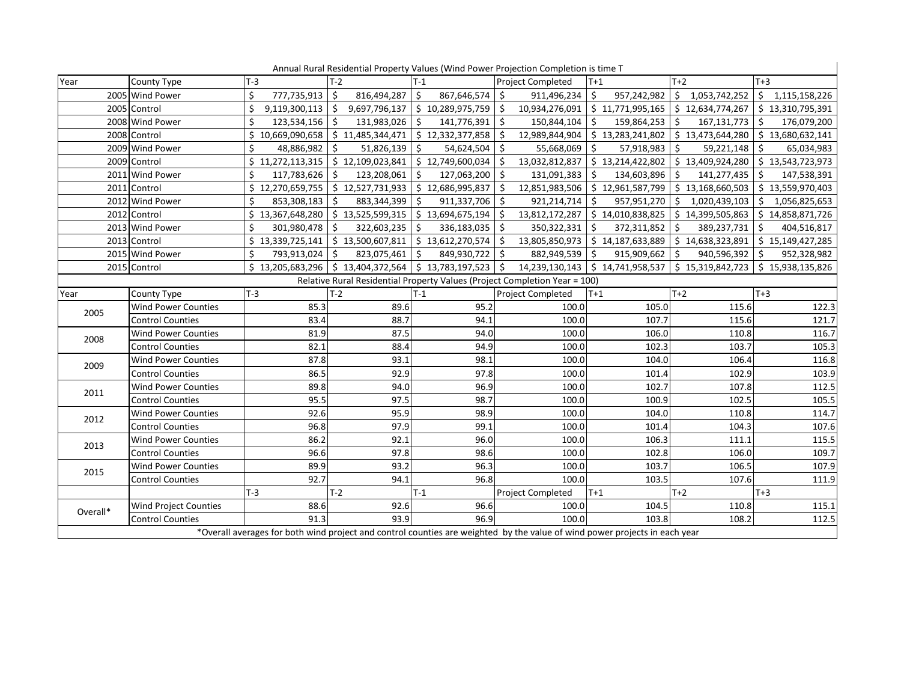Annual Rural Residential Property Values (Wind Power Projection Completion is time T

| Year | County Type | T-3 | T-2 | T-1 | Project Completed | T+1 | T+2 | T+3 |
|---|---|---|---|---|---|---|---|---|
| 2005 | Wind Power | $ 777,735,913 | $ 816,494,287 | $ 867,646,574 | $ 911,496,234 | $ 957,242,982 | $ 1,053,742,252 | $ 1,115,158,226 |
| 2005 | Control | $ 9,119,300,113 | $ 9,697,796,137 | $ 10,289,975,759 | $ 10,934,276,091 | $ 11,771,995,165 | $ 12,634,774,267 | $ 13,310,795,391 |
| 2008 | Wind Power | $ 123,534,156 | $ 131,983,026 | $ 141,776,391 | $ 150,844,104 | $ 159,864,253 | $ 167,131,773 | $ 176,079,200 |
| 2008 | Control | $ 10,669,090,658 | $ 11,485,344,471 | $ 12,332,377,858 | $ 12,989,844,904 | $ 13,283,241,802 | $ 13,473,644,280 | $ 13,680,632,141 |
| 2009 | Wind Power | $ 48,886,982 | $ 51,826,139 | $ 54,624,504 | $ 55,668,069 | $ 57,918,983 | $ 59,221,148 | $ 65,034,983 |
| 2009 | Control | $ 11,272,113,315 | $ 12,109,023,841 | $ 12,749,600,034 | $ 13,032,812,837 | $ 13,214,422,802 | $ 13,409,924,280 | $ 13,543,723,973 |
| 2011 | Wind Power | $ 117,783,626 | $ 123,208,061 | $ 127,063,200 | $ 131,091,383 | $ 134,603,896 | $ 141,277,435 | $ 147,538,391 |
| 2011 | Control | $ 12,270,659,755 | $ 12,527,731,933 | $ 12,686,995,837 | $ 12,851,983,506 | $ 12,961,587,799 | $ 13,168,660,503 | $ 13,559,970,403 |
| 2012 | Wind Power | $ 853,308,183 | $ 883,344,399 | $ 911,337,706 | $ 921,214,714 | $ 957,951,270 | $ 1,020,439,103 | $ 1,056,825,653 |
| 2012 | Control | $ 13,367,648,280 | $ 13,525,599,315 | $ 13,694,675,194 | $ 13,812,172,287 | $ 14,010,838,825 | $ 14,399,505,863 | $ 14,858,871,726 |
| 2013 | Wind Power | $ 301,980,478 | $ 322,603,235 | $ 336,183,035 | $ 350,322,331 | $ 372,311,852 | $ 389,237,731 | $ 404,516,817 |
| 2013 | Control | $ 13,339,725,141 | $ 13,500,607,811 | $ 13,612,270,574 | $ 13,805,850,973 | $ 14,187,633,889 | $ 14,638,323,891 | $ 15,149,427,285 |
| 2015 | Wind Power | $ 793,913,024 | $ 823,075,461 | $ 849,930,722 | $ 882,949,539 | $ 915,909,662 | $ 940,596,392 | $ 952,328,982 |
| 2015 | Control | $ 13,205,683,296 | $ 13,404,372,564 | $ 13,783,197,523 | $ 14,239,130,143 | $ 14,741,958,537 | $ 15,319,842,723 | $ 15,938,135,826 |

Relative Rural Residential Property Values (Project Completion Year = 100)

| Year | County Type | T-3 | T-2 | T-1 | Project Completed | T+1 | T+2 | T+3 |
|---|---|---|---|---|---|---|---|---|
| 2005 | Wind Power Counties | 85.3 | 89.6 | 95.2 | 100.0 | 105.0 | 115.6 | 122.3 |
| | Control Counties | 83.4 | 88.7 | 94.1 | 100.0 | 107.7 | 115.6 | 121.7 |
| 2008 | Wind Power Counties | 81.9 | 87.5 | 94.0 | 100.0 | 106.0 | 110.8 | 116.7 |
| | Control Counties | 82.1 | 88.4 | 94.9 | 100.0 | 102.3 | 103.7 | 105.3 |
| 2009 | Wind Power Counties | 87.8 | 93.1 | 98.1 | 100.0 | 104.0 | 106.4 | 116.8 |
| | Control Counties | 86.5 | 92.9 | 97.8 | 100.0 | 101.4 | 102.9 | 103.9 |
| 2011 | Wind Power Counties | 89.8 | 94.0 | 96.9 | 100.0 | 102.7 | 107.8 | 112.5 |
| | Control Counties | 95.5 | 97.5 | 98.7 | 100.0 | 100.9 | 102.5 | 105.5 |
| 2012 | Wind Power Counties | 92.6 | 95.9 | 98.9 | 100.0 | 104.0 | 110.8 | 114.7 |
| | Control Counties | 96.8 | 97.9 | 99.1 | 100.0 | 101.4 | 104.3 | 107.6 |
| 2013 | Wind Power Counties | 86.2 | 92.1 | 96.0 | 100.0 | 106.3 | 111.1 | 115.5 |
| | Control Counties | 96.6 | 97.8 | 98.6 | 100.0 | 102.8 | 106.0 | 109.7 |
| 2015 | Wind Power Counties | 89.9 | 93.2 | 96.3 | 100.0 | 103.7 | 106.5 | 107.9 |
| | Control Counties | 92.7 | 94.1 | 96.8 | 100.0 | 103.5 | 107.6 | 111.9 |
| | | T-3 | T-2 | T-1 | Project Completed | T+1 | T+2 | T+3 |
| Overall* | Wind Project Counties | 88.6 | 92.6 | 96.6 | 100.0 | 104.5 | 110.8 | 115.1 |
| | Control Counties | 91.3 | 93.9 | 96.9 | 100.0 | 103.8 | 108.2 | 112.5 |

*Overall averages for both wind project and control counties are weighted by the value of wind power projects in each year